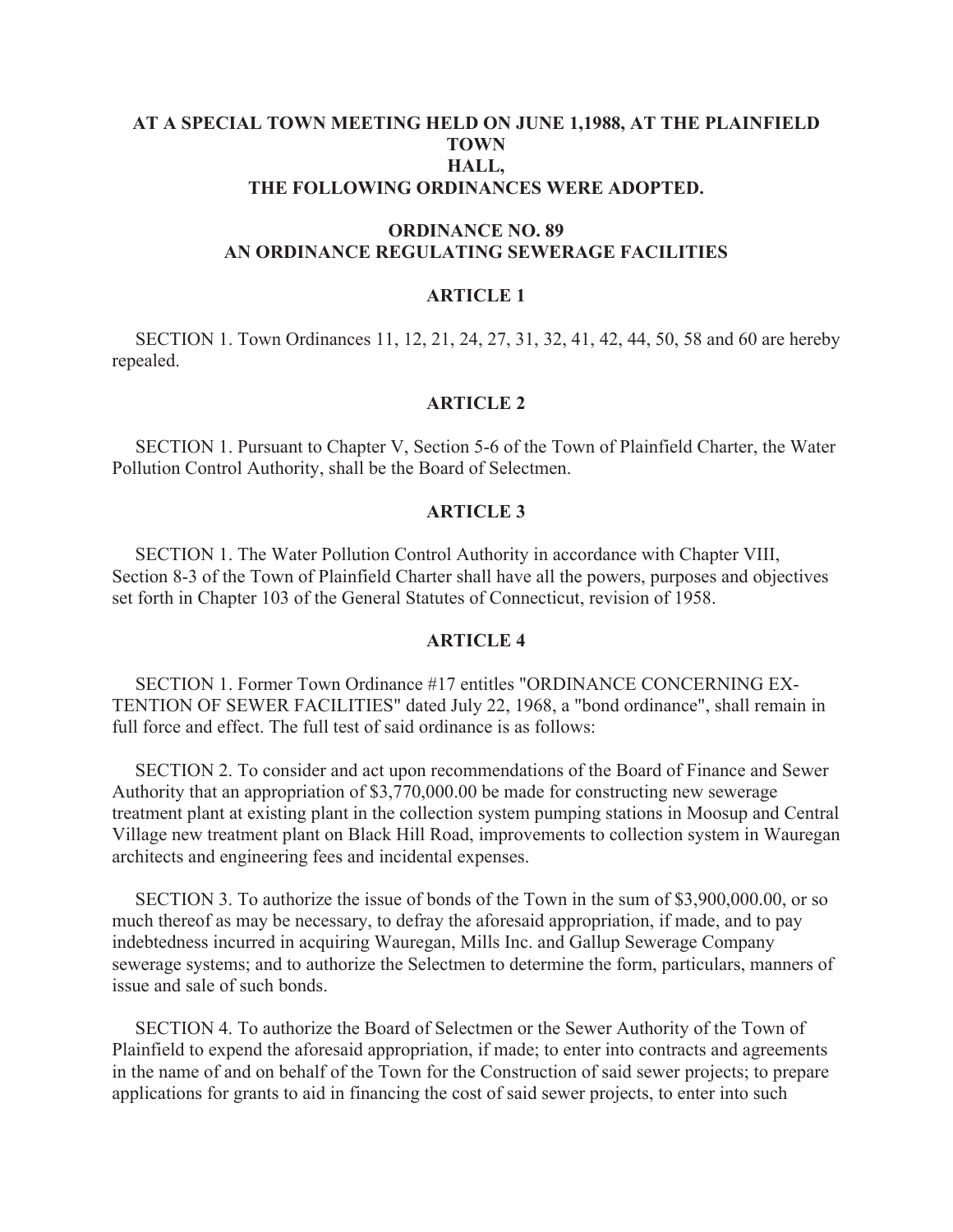**AT A SPECIAL TOWN MEETING HELD ON JUNE 1,1988, AT THE PLAINFIELD TOWN HALL, THE FOLLOWING ORDINANCES WERE ADOPTED.**

## ORDINANCE NO. 89
## AN ORDINANCE REGULATING SEWERAGE FACILITIES

### ARTICLE 1

SECTION 1. Town Ordinances 11, 12, 21, 24, 27, 31, 32, 41, 42, 44, 50, 58 and 60 are hereby repealed.

### ARTICLE 2

SECTION 1. Pursuant to Chapter V, Section 5-6 of the Town of Plainfield Charter, the Water Pollution Control Authority, shall be the Board of Selectmen.

### ARTICLE 3

SECTION 1. The Water Pollution Control Authority in accordance with Chapter VIII, Section 8-3 of the Town of Plainfield Charter shall have all the powers, purposes and objectives set forth in Chapter 103 of the General Statutes of Connecticut, revision of 1958.

### ARTICLE 4

SECTION 1. Former Town Ordinance #17 entitles "ORDINANCE CONCERNING EX-TENTION OF SEWER FACILITIES" dated July 22, 1968, a "bond ordinance", shall remain in full force and effect. The full test of said ordinance is as follows:

SECTION 2. To consider and act upon recommendations of the Board of Finance and Sewer Authority that an appropriation of $3,770,000.00 be made for constructing new sewerage treatment plant at existing plant in the collection system pumping stations in Moosup and Central Village new treatment plant on Black Hill Road, improvements to collection system in Wauregan architects and engineering fees and incidental expenses.

SECTION 3. To authorize the issue of bonds of the Town in the sum of $3,900,000.00, or so much thereof as may be necessary, to defray the aforesaid appropriation, if made, and to pay indebtedness incurred in acquiring Wauregan, Mills Inc. and Gallup Sewerage Company sewerage systems; and to authorize the Selectmen to determine the form, particulars, manners of issue and sale of such bonds.

SECTION 4. To authorize the Board of Selectmen or the Sewer Authority of the Town of Plainfield to expend the aforesaid appropriation, if made; to enter into contracts and agreements in the name of and on behalf of the Town for the Construction of said sewer projects; to prepare applications for grants to aid in financing the cost of said sewer projects, to enter into such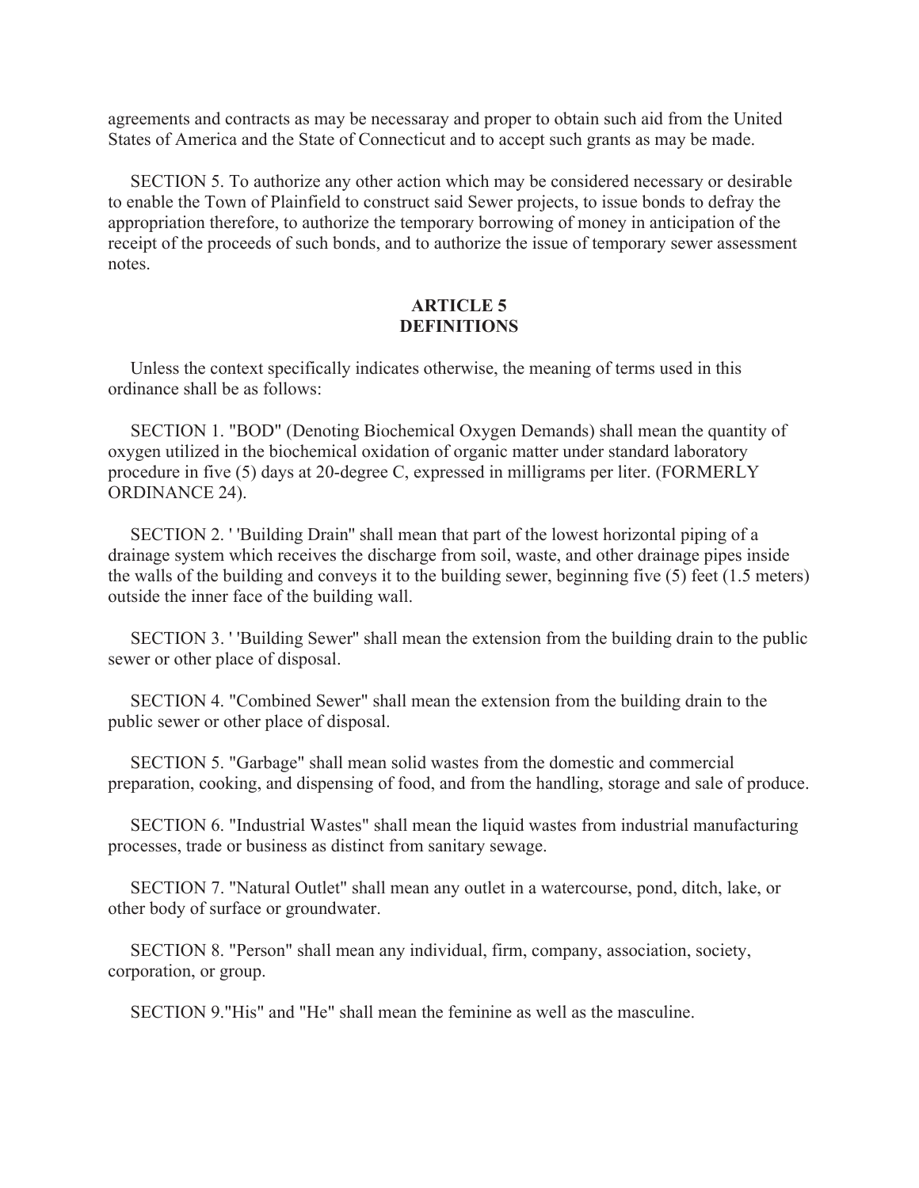agreements and contracts as may be necessaray and proper to obtain such aid from the United States of America and the State of Connecticut and to accept such grants as may be made.

SECTION 5. To authorize any other action which may be considered necessary or desirable to enable the Town of Plainfield to construct said Sewer projects, to issue bonds to defray the appropriation therefore, to authorize the temporary borrowing of money in anticipation of the receipt of the proceeds of such bonds, and to authorize the issue of temporary sewer assessment notes.

## ARTICLE 5
## DEFINITIONS

Unless the context specifically indicates otherwise, the meaning of terms used in this ordinance shall be as follows:

SECTION 1. "BOD" (Denoting Biochemical Oxygen Demands) shall mean the quantity of oxygen utilized in the biochemical oxidation of organic matter under standard laboratory procedure in five (5) days at 20-degree C, expressed in milligrams per liter. (FORMERLY ORDINANCE 24).

SECTION 2. ' 'Building Drain" shall mean that part of the lowest horizontal piping of a drainage system which receives the discharge from soil, waste, and other drainage pipes inside the walls of the building and conveys it to the building sewer, beginning five (5) feet (1.5 meters) outside the inner face of the building wall.

SECTION 3. ' 'Building Sewer" shall mean the extension from the building drain to the public sewer or other place of disposal.

SECTION 4. "Combined Sewer" shall mean the extension from the building drain to the public sewer or other place of disposal.

SECTION 5. "Garbage" shall mean solid wastes from the domestic and commercial preparation, cooking, and dispensing of food, and from the handling, storage and sale of produce.

SECTION 6. "Industrial Wastes" shall mean the liquid wastes from industrial manufacturing processes, trade or business as distinct from sanitary sewage.

SECTION 7. "Natural Outlet" shall mean any outlet in a watercourse, pond, ditch, lake, or other body of surface or groundwater.

SECTION 8. "Person" shall mean any individual, firm, company, association, society, corporation, or group.

SECTION 9."His" and "He" shall mean the feminine as well as the masculine.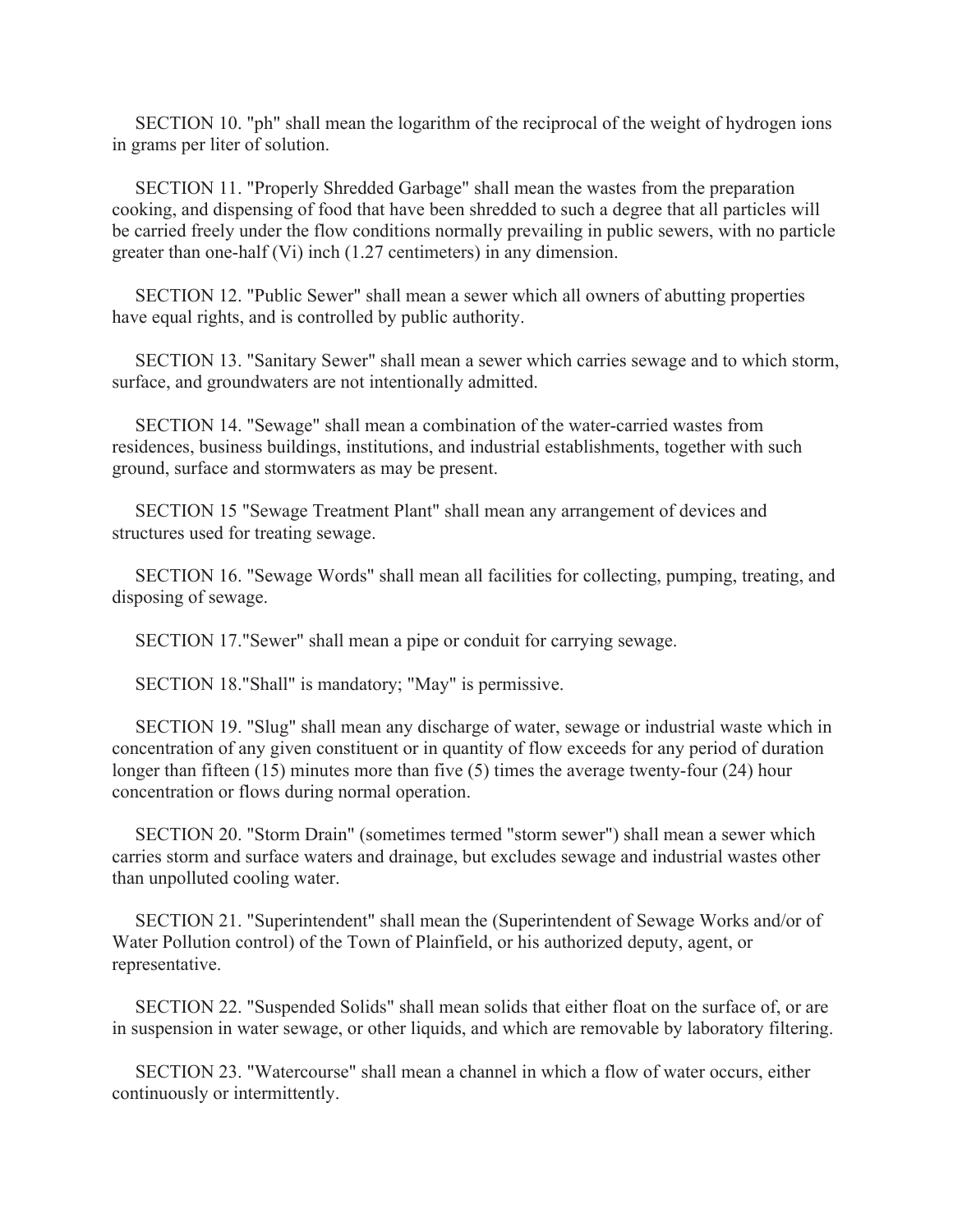SECTION 10. "ph" shall mean the logarithm of the reciprocal of the weight of hydrogen ions in grams per liter of solution.

SECTION 11. "Properly Shredded Garbage" shall mean the wastes from the preparation cooking, and dispensing of food that have been shredded to such a degree that all particles will be carried freely under the flow conditions normally prevailing in public sewers, with no particle greater than one-half (Vi) inch (1.27 centimeters) in any dimension.

SECTION 12. "Public Sewer" shall mean a sewer which all owners of abutting properties have equal rights, and is controlled by public authority.

SECTION 13. "Sanitary Sewer" shall mean a sewer which carries sewage and to which storm, surface, and groundwaters are not intentionally admitted.

SECTION 14. "Sewage" shall mean a combination of the water-carried wastes from residences, business buildings, institutions, and industrial establishments, together with such ground, surface and stormwaters as may be present.

SECTION 15 "Sewage Treatment Plant" shall mean any arrangement of devices and structures used for treating sewage.

SECTION 16. "Sewage Words" shall mean all facilities for collecting, pumping, treating, and disposing of sewage.

SECTION 17."Sewer" shall mean a pipe or conduit for carrying sewage.

SECTION 18."Shall" is mandatory; "May" is permissive.

SECTION 19. "Slug" shall mean any discharge of water, sewage or industrial waste which in concentration of any given constituent or in quantity of flow exceeds for any period of duration longer than fifteen (15) minutes more than five (5) times the average twenty-four (24) hour concentration or flows during normal operation.

SECTION 20. "Storm Drain" (sometimes termed "storm sewer") shall mean a sewer which carries storm and surface waters and drainage, but excludes sewage and industrial wastes other than unpolluted cooling water.

SECTION 21. "Superintendent" shall mean the (Superintendent of Sewage Works and/or of Water Pollution control) of the Town of Plainfield, or his authorized deputy, agent, or representative.

SECTION 22. "Suspended Solids" shall mean solids that either float on the surface of, or are in suspension in water sewage, or other liquids, and which are removable by laboratory filtering.

SECTION 23. "Watercourse" shall mean a channel in which a flow of water occurs, either continuously or intermittently.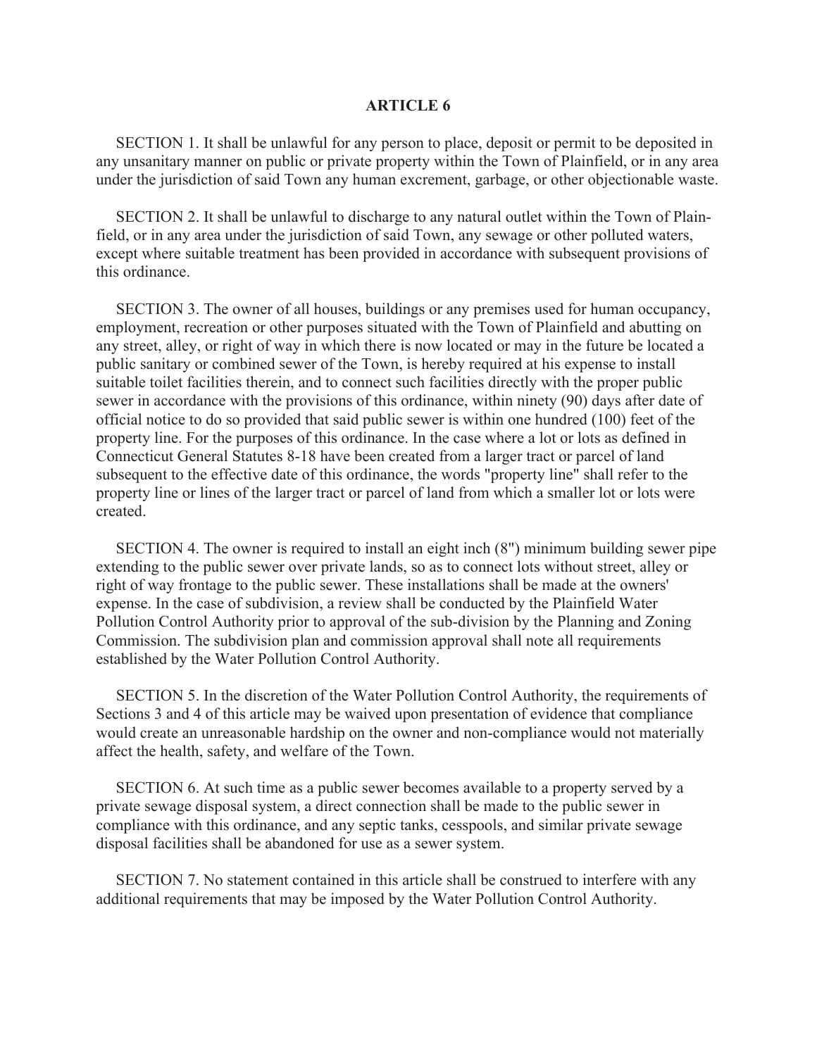## ARTICLE 6

SECTION 1. It shall be unlawful for any person to place, deposit or permit to be deposited in any unsanitary manner on public or private property within the Town of Plainfield, or in any area under the jurisdiction of said Town any human excrement, garbage, or other objectionable waste.

SECTION 2. It shall be unlawful to discharge to any natural outlet within the Town of Plainfield, or in any area under the jurisdiction of said Town, any sewage or other polluted waters, except where suitable treatment has been provided in accordance with subsequent provisions of this ordinance.

SECTION 3. The owner of all houses, buildings or any premises used for human occupancy, employment, recreation or other purposes situated with the Town of Plainfield and abutting on any street, alley, or right of way in which there is now located or may in the future be located a public sanitary or combined sewer of the Town, is hereby required at his expense to install suitable toilet facilities therein, and to connect such facilities directly with the proper public sewer in accordance with the provisions of this ordinance, within ninety (90) days after date of official notice to do so provided that said public sewer is within one hundred (100) feet of the property line. For the purposes of this ordinance. In the case where a lot or lots as defined in Connecticut General Statutes 8-18 have been created from a larger tract or parcel of land subsequent to the effective date of this ordinance, the words "property line" shall refer to the property line or lines of the larger tract or parcel of land from which a smaller lot or lots were created.

SECTION 4. The owner is required to install an eight inch (8") minimum building sewer pipe extending to the public sewer over private lands, so as to connect lots without street, alley or right of way frontage to the public sewer. These installations shall be made at the owners' expense. In the case of subdivision, a review shall be conducted by the Plainfield Water Pollution Control Authority prior to approval of the sub-division by the Planning and Zoning Commission. The subdivision plan and commission approval shall note all requirements established by the Water Pollution Control Authority.

SECTION 5. In the discretion of the Water Pollution Control Authority, the requirements of Sections 3 and 4 of this article may be waived upon presentation of evidence that compliance would create an unreasonable hardship on the owner and non-compliance would not materially affect the health, safety, and welfare of the Town.

SECTION 6. At such time as a public sewer becomes available to a property served by a private sewage disposal system, a direct connection shall be made to the public sewer in compliance with this ordinance, and any septic tanks, cesspools, and similar private sewage disposal facilities shall be abandoned for use as a sewer system.

SECTION 7. No statement contained in this article shall be construed to interfere with any additional requirements that may be imposed by the Water Pollution Control Authority.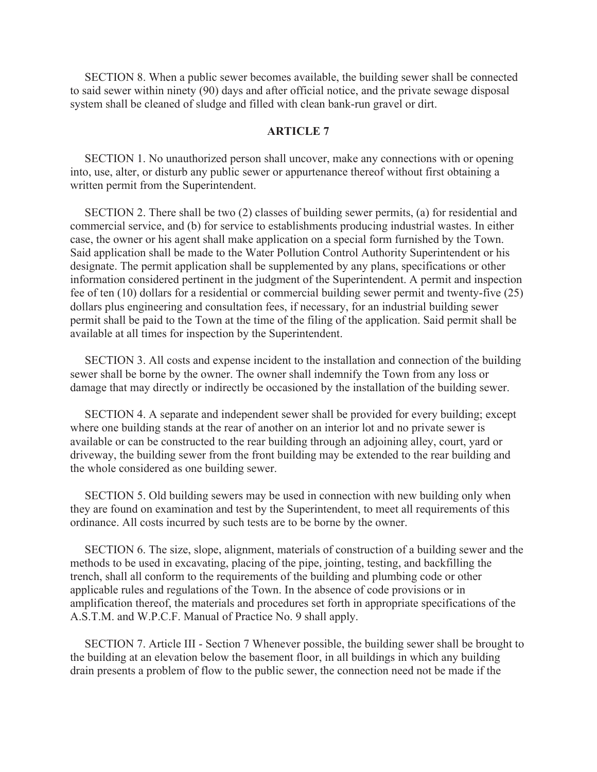SECTION 8. When a public sewer becomes available, the building sewer shall be connected to said sewer within ninety (90) days and after official notice, and the private sewage disposal system shall be cleaned of sludge and filled with clean bank-run gravel or dirt.

## ARTICLE 7

SECTION 1. No unauthorized person shall uncover, make any connections with or opening into, use, alter, or disturb any public sewer or appurtenance thereof without first obtaining a written permit from the Superintendent.

SECTION 2. There shall be two (2) classes of building sewer permits, (a) for residential and commercial service, and (b) for service to establishments producing industrial wastes. In either case, the owner or his agent shall make application on a special form furnished by the Town. Said application shall be made to the Water Pollution Control Authority Superintendent or his designate. The permit application shall be supplemented by any plans, specifications or other information considered pertinent in the judgment of the Superintendent. A permit and inspection fee of ten (10) dollars for a residential or commercial building sewer permit and twenty-five (25) dollars plus engineering and consultation fees, if necessary, for an industrial building sewer permit shall be paid to the Town at the time of the filing of the application. Said permit shall be available at all times for inspection by the Superintendent.

SECTION 3. All costs and expense incident to the installation and connection of the building sewer shall be borne by the owner. The owner shall indemnify the Town from any loss or damage that may directly or indirectly be occasioned by the installation of the building sewer.

SECTION 4. A separate and independent sewer shall be provided for every building; except where one building stands at the rear of another on an interior lot and no private sewer is available or can be constructed to the rear building through an adjoining alley, court, yard or driveway, the building sewer from the front building may be extended to the rear building and the whole considered as one building sewer.

SECTION 5. Old building sewers may be used in connection with new building only when they are found on examination and test by the Superintendent, to meet all requirements of this ordinance. All costs incurred by such tests are to be borne by the owner.

SECTION 6. The size, slope, alignment, materials of construction of a building sewer and the methods to be used in excavating, placing of the pipe, jointing, testing, and backfilling the trench, shall all conform to the requirements of the building and plumbing code or other applicable rules and regulations of the Town. In the absence of code provisions or in amplification thereof, the materials and procedures set forth in appropriate specifications of the A.S.T.M. and W.P.C.F. Manual of Practice No. 9 shall apply.

SECTION 7. Article III - Section 7 Whenever possible, the building sewer shall be brought to the building at an elevation below the basement floor, in all buildings in which any building drain presents a problem of flow to the public sewer, the connection need not be made if the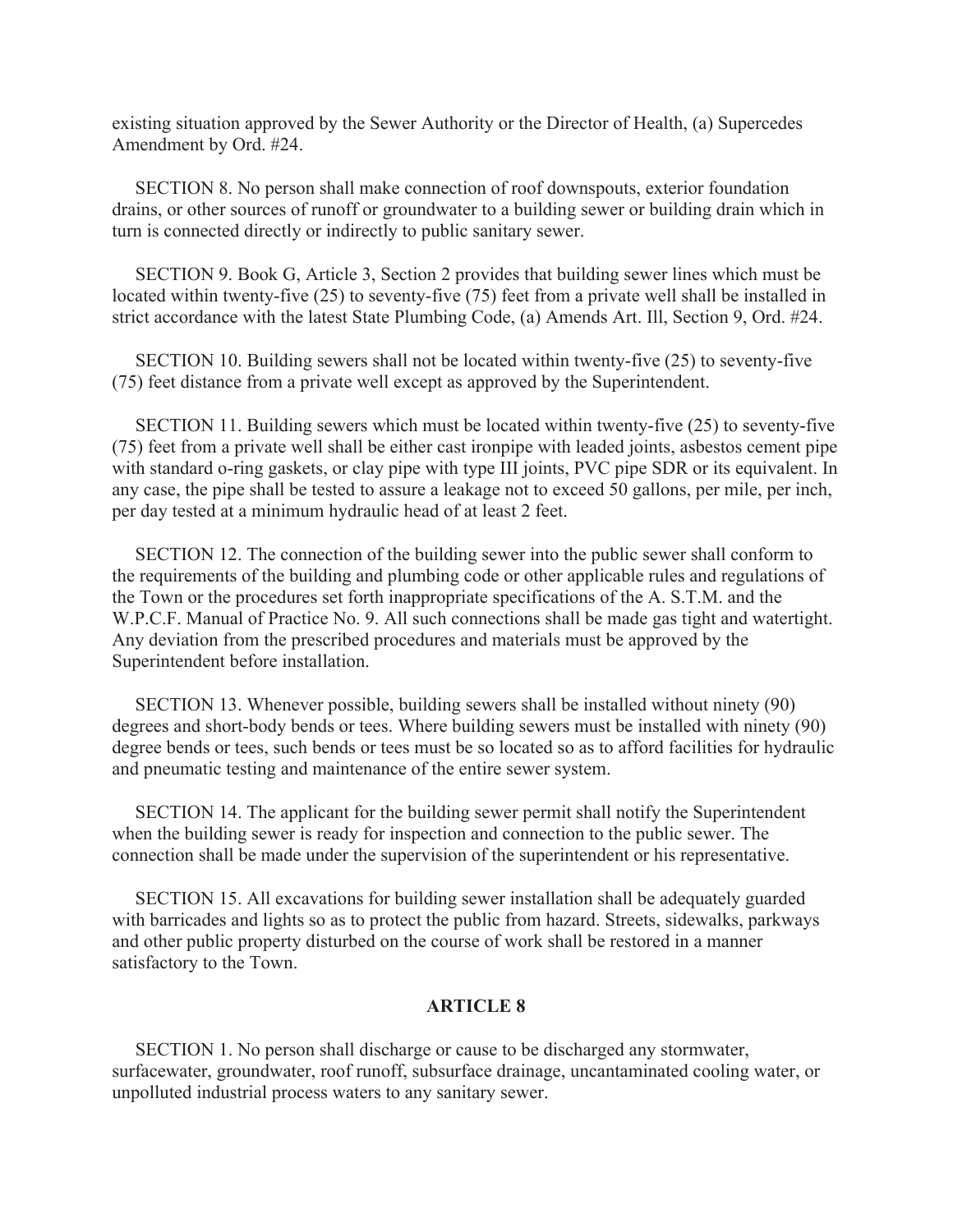existing situation approved by the Sewer Authority or the Director of Health, (a) Supercedes Amendment by Ord. #24.

SECTION 8. No person shall make connection of roof downspouts, exterior foundation drains, or other sources of runoff or groundwater to a building sewer or building drain which in turn is connected directly or indirectly to public sanitary sewer.

SECTION 9. Book G, Article 3, Section 2 provides that building sewer lines which must be located within twenty-five (25) to seventy-five (75) feet from a private well shall be installed in strict accordance with the latest State Plumbing Code, (a) Amends Art. Ill, Section 9, Ord. #24.

SECTION 10. Building sewers shall not be located within twenty-five (25) to seventy-five (75) feet distance from a private well except as approved by the Superintendent.

SECTION 11. Building sewers which must be located within twenty-five (25) to seventy-five (75) feet from a private well shall be either cast ironpipe with leaded joints, asbestos cement pipe with standard o-ring gaskets, or clay pipe with type III joints, PVC pipe SDR or its equivalent. In any case, the pipe shall be tested to assure a leakage not to exceed 50 gallons, per mile, per inch, per day tested at a minimum hydraulic head of at least 2 feet.

SECTION 12. The connection of the building sewer into the public sewer shall conform to the requirements of the building and plumbing code or other applicable rules and regulations of the Town or the procedures set forth inappropriate specifications of the A. S.T.M. and the W.P.C.F. Manual of Practice No. 9. All such connections shall be made gas tight and watertight. Any deviation from the prescribed procedures and materials must be approved by the Superintendent before installation.

SECTION 13. Whenever possible, building sewers shall be installed without ninety (90) degrees and short-body bends or tees. Where building sewers must be installed with ninety (90) degree bends or tees, such bends or tees must be so located so as to afford facilities for hydraulic and pneumatic testing and maintenance of the entire sewer system.

SECTION 14. The applicant for the building sewer permit shall notify the Superintendent when the building sewer is ready for inspection and connection to the public sewer. The connection shall be made under the supervision of the superintendent or his representative.

SECTION 15. All excavations for building sewer installation shall be adequately guarded with barricades and lights so as to protect the public from hazard. Streets, sidewalks, parkways and other public property disturbed on the course of work shall be restored in a manner satisfactory to the Town.

## ARTICLE 8

SECTION 1. No person shall discharge or cause to be discharged any stormwater, surfacewater, groundwater, roof runoff, subsurface drainage, uncantaminated cooling water, or unpolluted industrial process waters to any sanitary sewer.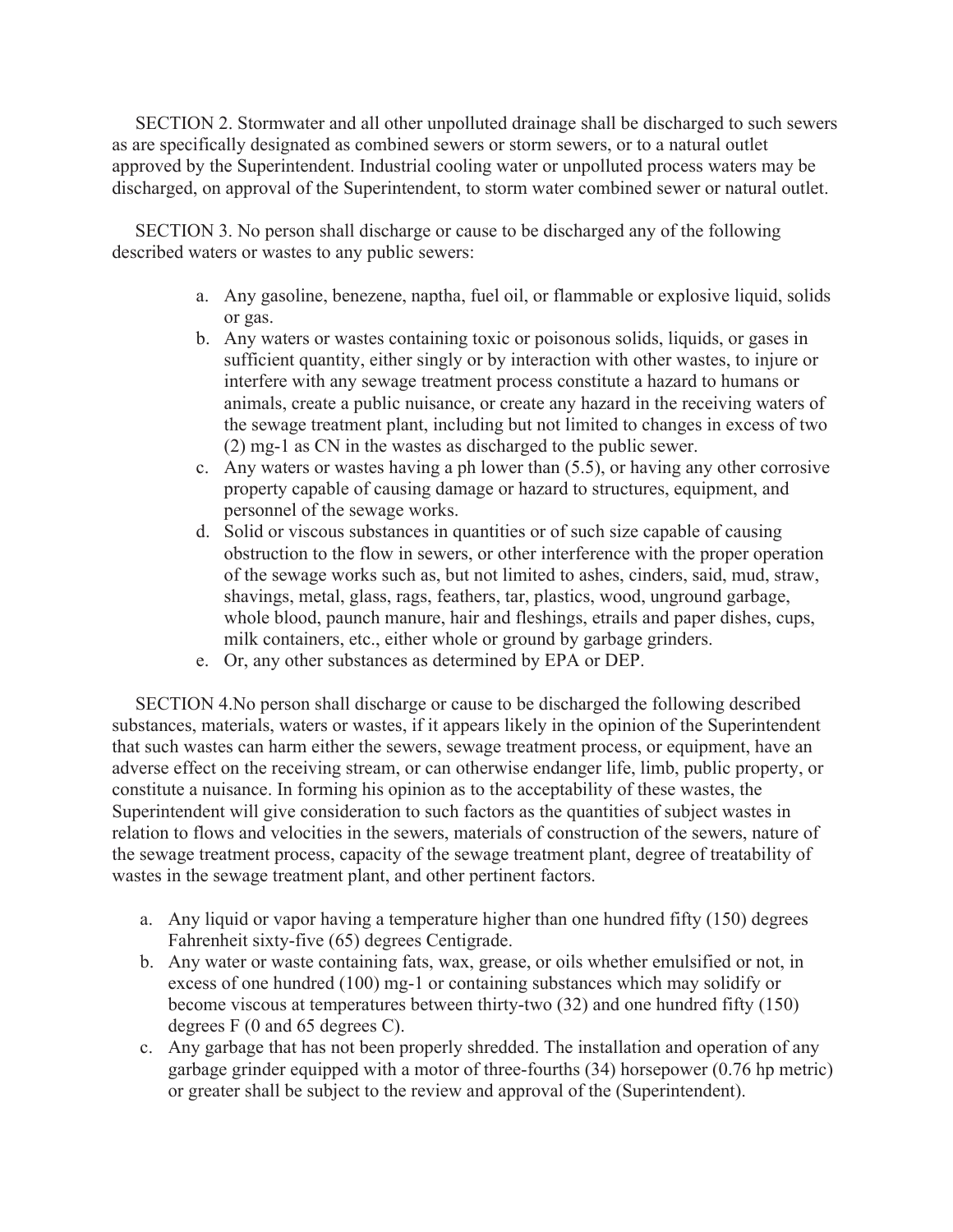SECTION 2. Stormwater and all other unpolluted drainage shall be discharged to such sewers as are specifically designated as combined sewers or storm sewers, or to a natural outlet approved by the Superintendent. Industrial cooling water or unpolluted process waters may be discharged, on approval of the Superintendent, to storm water combined sewer or natural outlet.

SECTION 3. No person shall discharge or cause to be discharged any of the following described waters or wastes to any public sewers:

a. Any gasoline, benezene, naptha, fuel oil, or flammable or explosive liquid, solids or gas.
b. Any waters or wastes containing toxic or poisonous solids, liquids, or gases in sufficient quantity, either singly or by interaction with other wastes, to injure or interfere with any sewage treatment process constitute a hazard to humans or animals, create a public nuisance, or create any hazard in the receiving waters of the sewage treatment plant, including but not limited to changes in excess of two (2) mg-1 as CN in the wastes as discharged to the public sewer.
c. Any waters or wastes having a ph lower than (5.5), or having any other corrosive property capable of causing damage or hazard to structures, equipment, and personnel of the sewage works.
d. Solid or viscous substances in quantities or of such size capable of causing obstruction to the flow in sewers, or other interference with the proper operation of the sewage works such as, but not limited to ashes, cinders, said, mud, straw, shavings, metal, glass, rags, feathers, tar, plastics, wood, unground garbage, whole blood, paunch manure, hair and fleshings, etrails and paper dishes, cups, milk containers, etc., either whole or ground by garbage grinders.
e. Or, any other substances as determined by EPA or DEP.

SECTION 4.No person shall discharge or cause to be discharged the following described substances, materials, waters or wastes, if it appears likely in the opinion of the Superintendent that such wastes can harm either the sewers, sewage treatment process, or equipment, have an adverse effect on the receiving stream, or can otherwise endanger life, limb, public property, or constitute a nuisance. In forming his opinion as to the acceptability of these wastes, the Superintendent will give consideration to such factors as the quantities of subject wastes in relation to flows and velocities in the sewers, materials of construction of the sewers, nature of the sewage treatment process, capacity of the sewage treatment plant, degree of treatability of wastes in the sewage treatment plant, and other pertinent factors.

a. Any liquid or vapor having a temperature higher than one hundred fifty (150) degrees Fahrenheit sixty-five (65) degrees Centigrade.
b. Any water or waste containing fats, wax, grease, or oils whether emulsified or not, in excess of one hundred (100) mg-1 or containing substances which may solidify or become viscous at temperatures between thirty-two (32) and one hundred fifty (150) degrees F (0 and 65 degrees C).
c. Any garbage that has not been properly shredded. The installation and operation of any garbage grinder equipped with a motor of three-fourths (34) horsepower (0.76 hp metric) or greater shall be subject to the review and approval of the (Superintendent).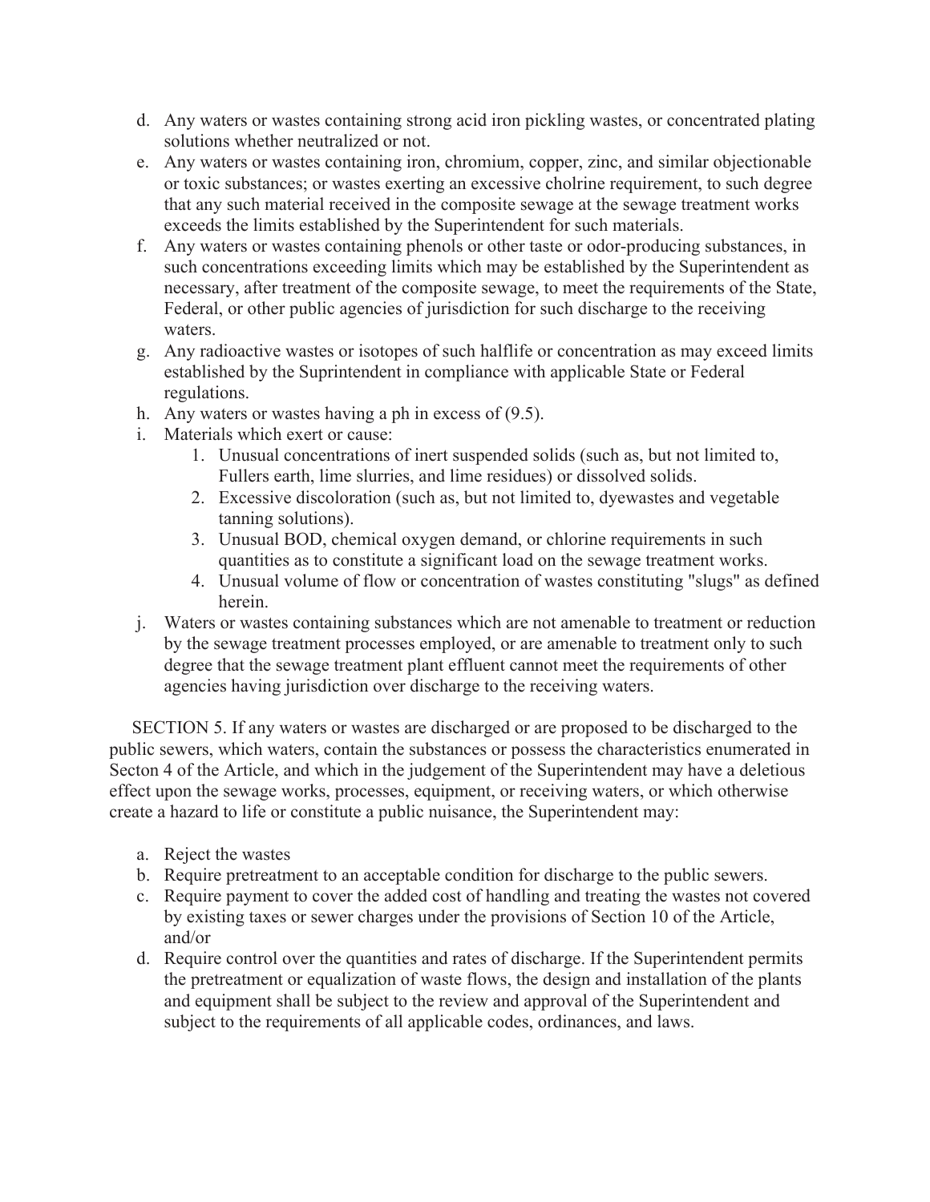d. Any waters or wastes containing strong acid iron pickling wastes, or concentrated plating solutions whether neutralized or not.
e. Any waters or wastes containing iron, chromium, copper, zinc, and similar objectionable or toxic substances; or wastes exerting an excessive cholrine requirement, to such degree that any such material received in the composite sewage at the sewage treatment works exceeds the limits established by the Superintendent for such materials.
f. Any waters or wastes containing phenols or other taste or odor-producing substances, in such concentrations exceeding limits which may be established by the Superintendent as necessary, after treatment of the composite sewage, to meet the requirements of the State, Federal, or other public agencies of jurisdiction for such discharge to the receiving waters.
g. Any radioactive wastes or isotopes of such halflife or concentration as may exceed limits established by the Suprintendent in compliance with applicable State or Federal regulations.
h. Any waters or wastes having a ph in excess of (9.5).
i. Materials which exert or cause:
    1. Unusual concentrations of inert suspended solids (such as, but not limited to, Fullers earth, lime slurries, and lime residues) or dissolved solids.
    2. Excessive discoloration (such as, but not limited to, dyewastes and vegetable tanning solutions).
    3. Unusual BOD, chemical oxygen demand, or chlorine requirements in such quantities as to constitute a significant load on the sewage treatment works.
    4. Unusual volume of flow or concentration of wastes constituting "slugs" as defined herein.
j. Waters or wastes containing substances which are not amenable to treatment or reduction by the sewage treatment processes employed, or are amenable to treatment only to such degree that the sewage treatment plant effluent cannot meet the requirements of other agencies having jurisdiction over discharge to the receiving waters.

SECTION 5. If any waters or wastes are discharged or are proposed to be discharged to the public sewers, which waters, contain the substances or possess the characteristics enumerated in Secton 4 of the Article, and which in the judgement of the Superintendent may have a deletious effect upon the sewage works, processes, equipment, or receiving waters, or which otherwise create a hazard to life or constitute a public nuisance, the Superintendent may:

a. Reject the wastes
b. Require pretreatment to an acceptable condition for discharge to the public sewers.
c. Require payment to cover the added cost of handling and treating the wastes not covered by existing taxes or sewer charges under the provisions of Section 10 of the Article, and/or
d. Require control over the quantities and rates of discharge. If the Superintendent permits the pretreatment or equalization of waste flows, the design and installation of the plants and equipment shall be subject to the review and approval of the Superintendent and subject to the requirements of all applicable codes, ordinances, and laws.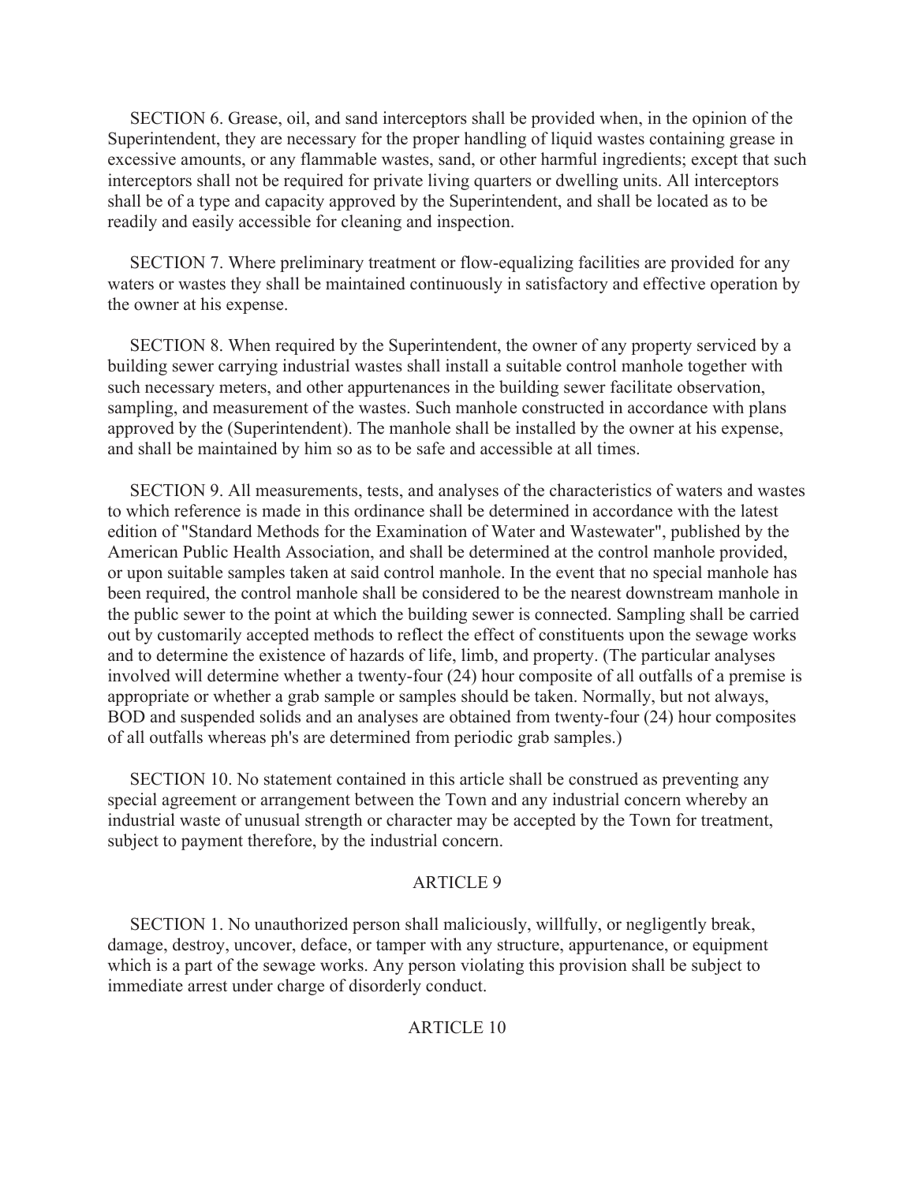SECTION 6. Grease, oil, and sand interceptors shall be provided when, in the opinion of the Superintendent, they are necessary for the proper handling of liquid wastes containing grease in excessive amounts, or any flammable wastes, sand, or other harmful ingredients; except that such interceptors shall not be required for private living quarters or dwelling units. All interceptors shall be of a type and capacity approved by the Superintendent, and shall be located as to be readily and easily accessible for cleaning and inspection.

SECTION 7. Where preliminary treatment or flow-equalizing facilities are provided for any waters or wastes they shall be maintained continuously in satisfactory and effective operation by the owner at his expense.

SECTION 8. When required by the Superintendent, the owner of any property serviced by a building sewer carrying industrial wastes shall install a suitable control manhole together with such necessary meters, and other appurtenances in the building sewer facilitate observation, sampling, and measurement of the wastes. Such manhole constructed in accordance with plans approved by the (Superintendent). The manhole shall be installed by the owner at his expense, and shall be maintained by him so as to be safe and accessible at all times.

SECTION 9. All measurements, tests, and analyses of the characteristics of waters and wastes to which reference is made in this ordinance shall be determined in accordance with the latest edition of "Standard Methods for the Examination of Water and Wastewater", published by the American Public Health Association, and shall be determined at the control manhole provided, or upon suitable samples taken at said control manhole. In the event that no special manhole has been required, the control manhole shall be considered to be the nearest downstream manhole in the public sewer to the point at which the building sewer is connected. Sampling shall be carried out by customarily accepted methods to reflect the effect of constituents upon the sewage works and to determine the existence of hazards of life, limb, and property. (The particular analyses involved will determine whether a twenty-four (24) hour composite of all outfalls of a premise is appropriate or whether a grab sample or samples should be taken. Normally, but not always, BOD and suspended solids and an analyses are obtained from twenty-four (24) hour composites of all outfalls whereas ph's are determined from periodic grab samples.)

SECTION 10. No statement contained in this article shall be construed as preventing any special agreement or arrangement between the Town and any industrial concern whereby an industrial waste of unusual strength or character may be accepted by the Town for treatment, subject to payment therefore, by the industrial concern.

## ARTICLE 9

SECTION 1. No unauthorized person shall maliciously, willfully, or negligently break, damage, destroy, uncover, deface, or tamper with any structure, appurtenance, or equipment which is a part of the sewage works. Any person violating this provision shall be subject to immediate arrest under charge of disorderly conduct.

## ARTICLE 10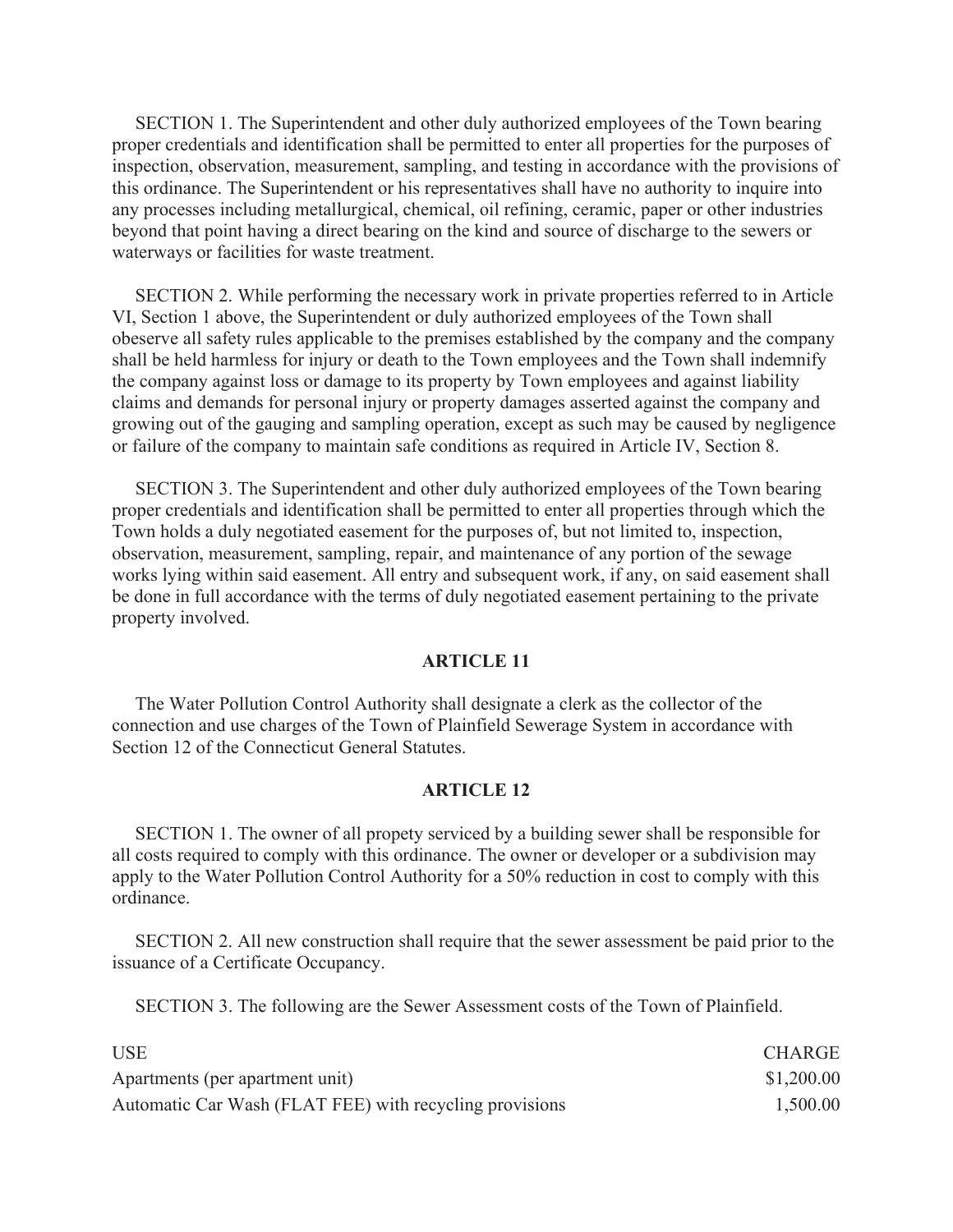SECTION 1. The Superintendent and other duly authorized employees of the Town bearing proper credentials and identification shall be permitted to enter all properties for the purposes of inspection, observation, measurement, sampling, and testing in accordance with the provisions of this ordinance. The Superintendent or his representatives shall have no authority to inquire into any processes including metallurgical, chemical, oil refining, ceramic, paper or other industries beyond that point having a direct bearing on the kind and source of discharge to the sewers or waterways or facilities for waste treatment.

SECTION 2. While performing the necessary work in private properties referred to in Article VI, Section 1 above, the Superintendent or duly authorized employees of the Town shall obeserve all safety rules applicable to the premises established by the company and the company shall be held harmless for injury or death to the Town employees and the Town shall indemnify the company against loss or damage to its property by Town employees and against liability claims and demands for personal injury or property damages asserted against the company and growing out of the gauging and sampling operation, except as such may be caused by negligence or failure of the company to maintain safe conditions as required in Article IV, Section 8.

SECTION 3. The Superintendent and other duly authorized employees of the Town bearing proper credentials and identification shall be permitted to enter all properties through which the Town holds a duly negotiated easement for the purposes of, but not limited to, inspection, observation, measurement, sampling, repair, and maintenance of any portion of the sewage works lying within said easement. All entry and subsequent work, if any, on said easement shall be done in full accordance with the terms of duly negotiated easement pertaining to the private property involved.

## ARTICLE 11

The Water Pollution Control Authority shall designate a clerk as the collector of the connection and use charges of the Town of Plainfield Sewerage System in accordance with Section 12 of the Connecticut General Statutes.

## ARTICLE 12

SECTION 1. The owner of all propety serviced by a building sewer shall be responsible for all costs required to comply with this ordinance. The owner or developer or a subdivision may apply to the Water Pollution Control Authority for a 50% reduction in cost to comply with this ordinance.

SECTION 2. All new construction shall require that the sewer assessment be paid prior to the issuance of a Certificate Occupancy.

SECTION 3. The following are the Sewer Assessment costs of the Town of Plainfield.

| USE | CHARGE |
|---|---|
| Apartments (per apartment unit) | $1,200.00 |
| Automatic Car Wash (FLAT FEE) with recycling provisions | 1,500.00 |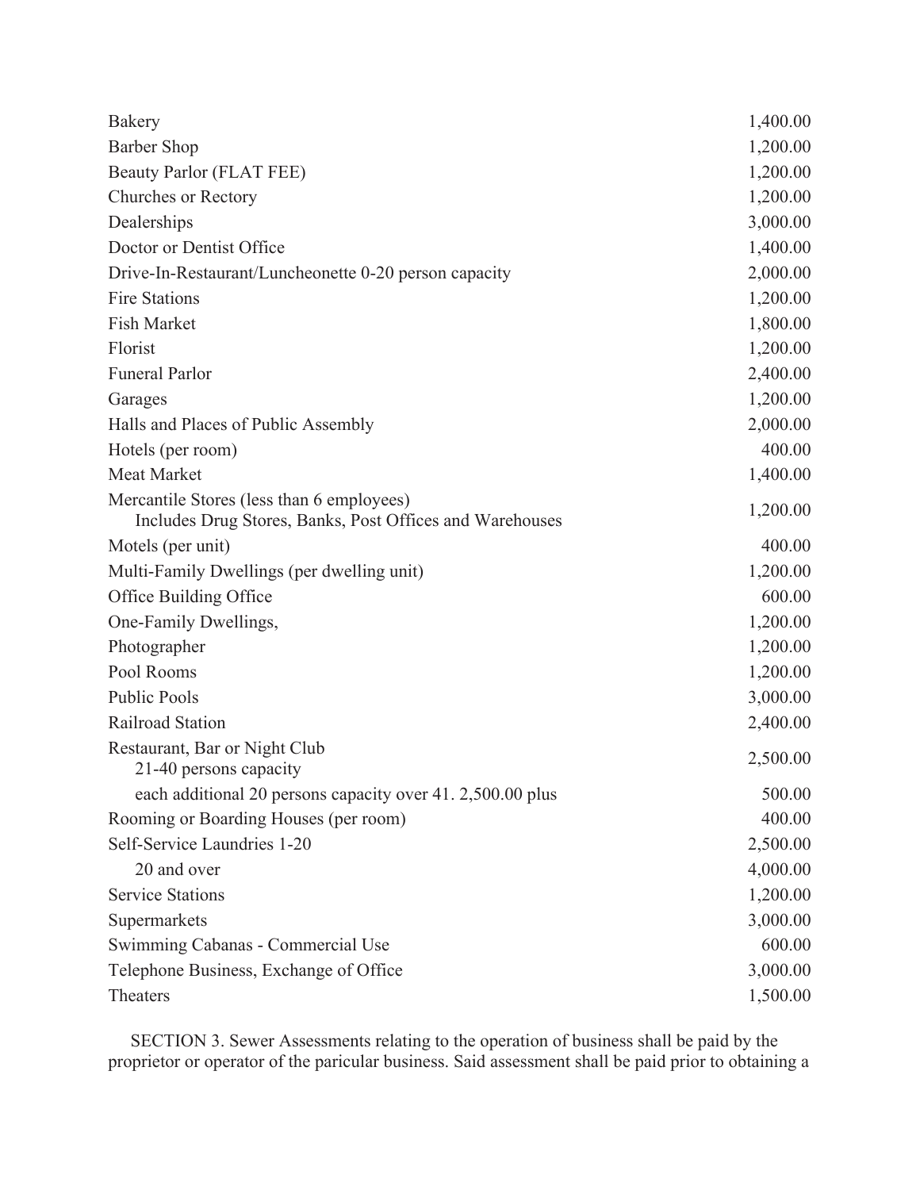| | |
|---|---|
| Bakery | 1,400.00 |
| Barber Shop | 1,200.00 |
| Beauty Parlor (FLAT FEE) | 1,200.00 |
| Churches or Rectory | 1,200.00 |
| Dealerships | 3,000.00 |
| Doctor or Dentist Office | 1,400.00 |
| Drive-In-Restaurant/Luncheonette 0-20 person capacity | 2,000.00 |
| Fire Stations | 1,200.00 |
| Fish Market | 1,800.00 |
| Florist | 1,200.00 |
| Funeral Parlor | 2,400.00 |
| Garages | 1,200.00 |
| Halls and Places of Public Assembly | 2,000.00 |
| Hotels (per room) | 400.00 |
| Meat Market | 1,400.00 |
| Mercantile Stores (less than 6 employees) Includes Drug Stores, Banks, Post Offices and Warehouses | 1,200.00 |
| Motels (per unit) | 400.00 |
| Multi-Family Dwellings (per dwelling unit) | 1,200.00 |
| Office Building Office | 600.00 |
| One-Family Dwellings, | 1,200.00 |
| Photographer | 1,200.00 |
| Pool Rooms | 1,200.00 |
| Public Pools | 3,000.00 |
| Railroad Station | 2,400.00 |
| Restaurant, Bar or Night Club 21-40 persons capacity | 2,500.00 |
| each additional 20 persons capacity over 41. 2,500.00 plus | 500.00 |
| Rooming or Boarding Houses (per room) | 400.00 |
| Self-Service Laundries 1-20 | 2,500.00 |
| 20 and over | 4,000.00 |
| Service Stations | 1,200.00 |
| Supermarkets | 3,000.00 |
| Swimming Cabanas - Commercial Use | 600.00 |
| Telephone Business, Exchange of Office | 3,000.00 |
| Theaters | 1,500.00 |

SECTION 3. Sewer Assessments relating to the operation of business shall be paid by the proprietor or operator of the paricular business. Said assessment shall be paid prior to obtaining a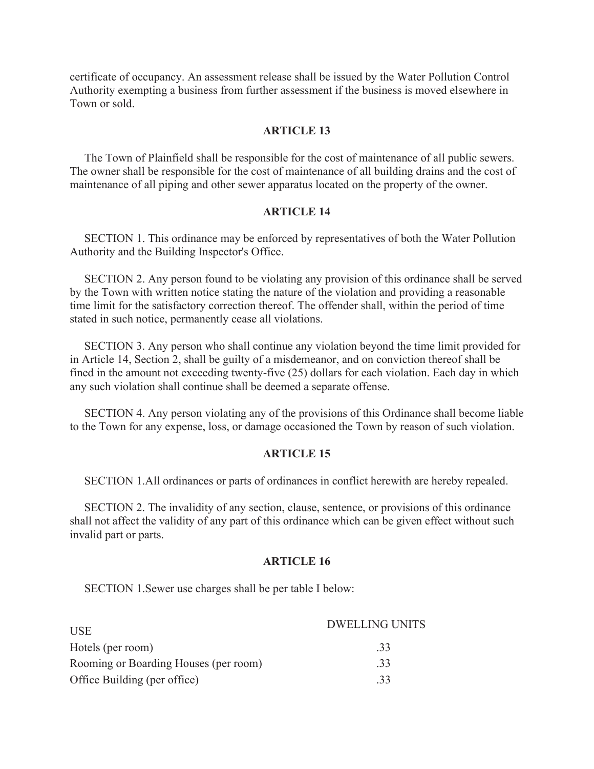certificate of occupancy. An assessment release shall be issued by the Water Pollution Control Authority exempting a business from further assessment if the business is moved elsewhere in Town or sold.

## ARTICLE 13

The Town of Plainfield shall be responsible for the cost of maintenance of all public sewers. The owner shall be responsible for the cost of maintenance of all building drains and the cost of maintenance of all piping and other sewer apparatus located on the property of the owner.

## ARTICLE 14

SECTION 1. This ordinance may be enforced by representatives of both the Water Pollution Authority and the Building Inspector's Office.

SECTION 2. Any person found to be violating any provision of this ordinance shall be served by the Town with written notice stating the nature of the violation and providing a reasonable time limit for the satisfactory correction thereof. The offender shall, within the period of time stated in such notice, permanently cease all violations.

SECTION 3. Any person who shall continue any violation beyond the time limit provided for in Article 14, Section 2, shall be guilty of a misdemeanor, and on conviction thereof shall be fined in the amount not exceeding twenty-five (25) dollars for each violation. Each day in which any such violation shall continue shall be deemed a separate offense.

SECTION 4. Any person violating any of the provisions of this Ordinance shall become liable to the Town for any expense, loss, or damage occasioned the Town by reason of such violation.

## ARTICLE 15

SECTION 1.All ordinances or parts of ordinances in conflict herewith are hereby repealed.

SECTION 2. The invalidity of any section, clause, sentence, or provisions of this ordinance shall not affect the validity of any part of this ordinance which can be given effect without such invalid part or parts.

## ARTICLE 16

SECTION 1.Sewer use charges shall be per table I below:

| USE | DWELLING UNITS |
|---|---|
| Hotels (per room) | .33 |
| Rooming or Boarding Houses (per room) | .33 |
| Office Building (per office) | .33 |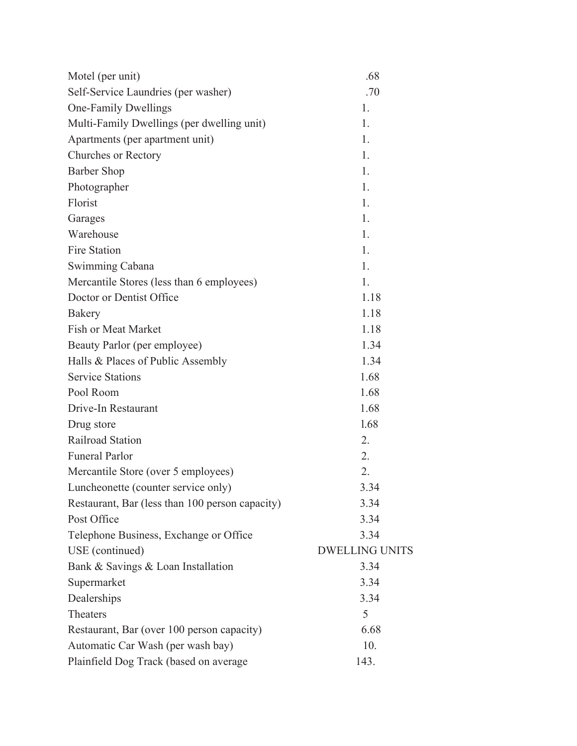| | |
|---|---|
| Motel (per unit) | .68 |
| Self-Service Laundries (per washer) | .70 |
| One-Family Dwellings | 1. |
| Multi-Family Dwellings (per dwelling unit) | 1. |
| Apartments (per apartment unit) | 1. |
| Churches or Rectory | 1. |
| Barber Shop | 1. |
| Photographer | 1. |
| Florist | 1. |
| Garages | 1. |
| Warehouse | 1. |
| Fire Station | 1. |
| Swimming Cabana | 1. |
| Mercantile Stores (less than 6 employees) | 1. |
| Doctor or Dentist Office | 1.18 |
| Bakery | 1.18 |
| Fish or Meat Market | 1.18 |
| Beauty Parlor (per employee) | 1.34 |
| Halls & Places of Public Assembly | 1.34 |
| Service Stations | 1.68 |
| Pool Room | 1.68 |
| Drive-In Restaurant | 1.68 |
| Drug store | l.68 |
| Railroad Station | 2. |
| Funeral Parlor | 2. |
| Mercantile Store (over 5 employees) | 2. |
| Luncheonette (counter service only) | 3.34 |
| Restaurant, Bar (less than 100 person capacity) | 3.34 |
| Post Office | 3.34 |
| Telephone Business, Exchange or Office | 3.34 |
| USE (continued) | DWELLING UNITS |
| Bank & Savings & Loan Installation | 3.34 |
| Supermarket | 3.34 |
| Dealerships | 3.34 |
| Theaters | 5 |
| Restaurant, Bar (over 100 person capacity) | 6.68 |
| Automatic Car Wash (per wash bay) | 10. |
| Plainfield Dog Track (based on average | 143. |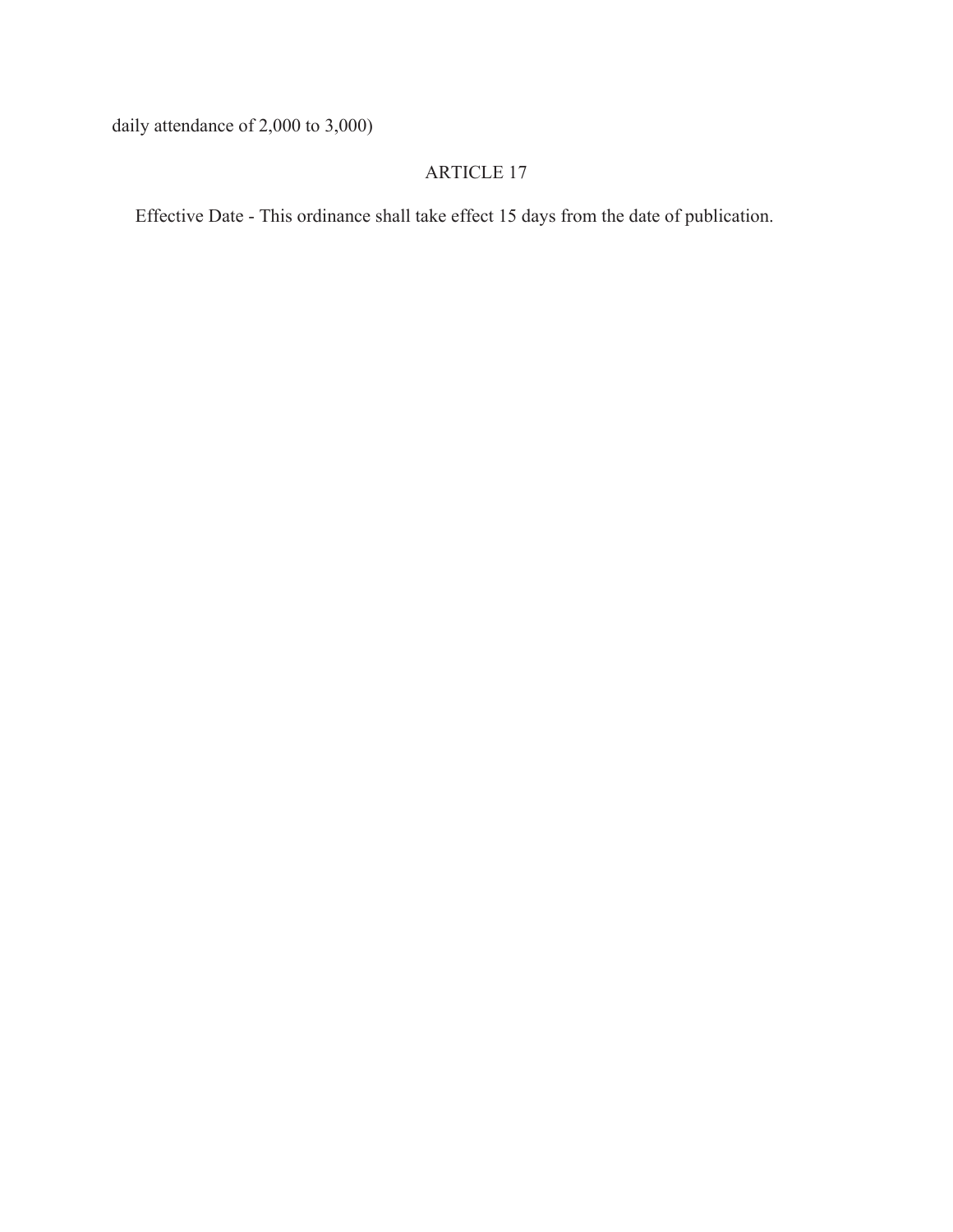daily attendance of 2,000 to 3,000)

ARTICLE 17

Effective Date - This ordinance shall take effect 15 days from the date of publication.